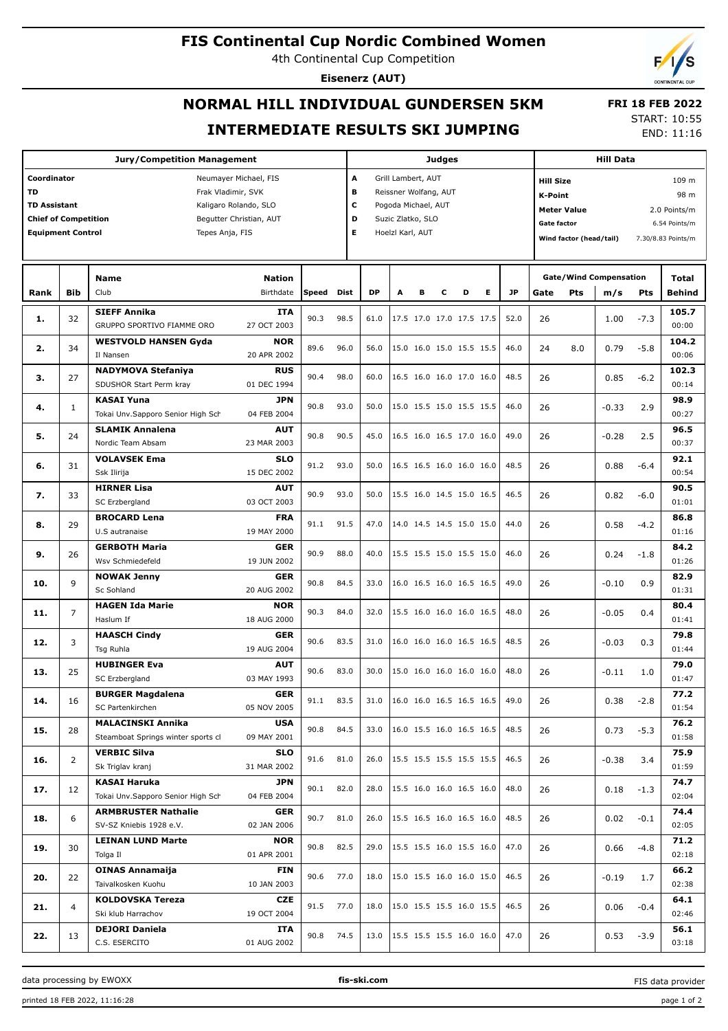# FIS Continental Cup Nordic Combined Women

4th Continental Cup Competition

**Eisenerz (AUT)**

## NORMAL HILL INDIVIDUAL GUNDERSEN 5KM

**FRI 18 FEB 2022**

START: 10:55
END: 11:16

## INTERMEDIATE RESULTS SKI JUMPING

| Jury/Competition Management | |
|---|---|
| Coordinator | Neumayer Michael, FIS |
| TD | Frak Vladimir, SVK |
| TD Assistant | Kaligaro Rolando, SLO |
| Chief of Competition | Begutter Christian, AUT |
| Equipment Control | Tepes Anja, FIS |

| Judges | |
|---|---|
| A | Grill Lambert, AUT |
| B | Reissner Wolfang, AUT |
| C | Pogoda Michael, AUT |
| D | Suzic Zlatko, SLO |
| E | Hoelzl Karl, AUT |

| Hill Data | |
|---|---|
| Hill Size | 109 m |
| K-Point | 98 m |
| Meter Value | 2.0 Points/m |
| Gate factor | 6.54 Points/m |
| Wind factor (head/tail) | 7.30/8.83 Points/m |

| Rank | Bib | Name / Club | Nation / Birthdate | Speed | Dist | DP | A | B | C | D | E | JP | Gate | Pts | m/s | Pts | Total / Behind |
|---|---|---|---|---|---|---|---|---|---|---|---|---|---|---|---|---|---|
| 1. | 32 | **SIEFF Annika** GRUPPO SPORTIVO FIAMME ORO | **ITA** 27 OCT 2003 | 90.3 | 98.5 | 61.0 | 17.5 | 17.0 | 17.0 | 17.5 | 17.5 | 52.0 | 26 | | 1.00 | -7.3 | **105.7** 00:00 |
| 2. | 34 | **WESTVOLD HANSEN Gyda** Il Nansen | **NOR** 20 APR 2002 | 89.6 | 96.0 | 56.0 | 15.0 | 16.0 | 15.0 | 15.5 | 15.5 | 46.0 | 24 | 8.0 | 0.79 | -5.8 | **104.2** 00:06 |
| 3. | 27 | **NADYMOVA Stefaniya** SDUSHOR Start Perm kray | **RUS** 01 DEC 1994 | 90.4 | 98.0 | 60.0 | 16.5 | 16.0 | 16.0 | 17.0 | 16.0 | 48.5 | 26 | | 0.85 | -6.2 | **102.3** 00:14 |
| 4. | 1 | **KASAI Yuna** Tokai Unv.Sapporo Senior High Sch | **JPN** 04 FEB 2004 | 90.8 | 93.0 | 50.0 | 15.0 | 15.5 | 15.0 | 15.5 | 15.5 | 46.0 | 26 | | -0.33 | 2.9 | **98.9** 00:27 |
| 5. | 24 | **SLAMIK Annalena** Nordic Team Absam | **AUT** 23 MAR 2003 | 90.8 | 90.5 | 45.0 | 16.5 | 16.0 | 16.5 | 17.0 | 16.0 | 49.0 | 26 | | -0.28 | 2.5 | **96.5** 00:37 |
| 6. | 31 | **VOLAVSEK Ema** Ssk Ilirija | **SLO** 15 DEC 2002 | 91.2 | 93.0 | 50.0 | 16.5 | 16.5 | 16.0 | 16.0 | 16.0 | 48.5 | 26 | | 0.88 | -6.4 | **92.1** 00:54 |
| 7. | 33 | **HIRNER Lisa** SC Erzbergland | **AUT** 03 OCT 2003 | 90.9 | 93.0 | 50.0 | 15.5 | 16.0 | 14.5 | 15.0 | 16.5 | 46.5 | 26 | | 0.82 | -6.0 | **90.5** 01:01 |
| 8. | 29 | **BROCARD Lena** U.S autranaise | **FRA** 19 MAY 2000 | 91.1 | 91.5 | 47.0 | 14.0 | 14.5 | 14.5 | 15.0 | 15.0 | 44.0 | 26 | | 0.58 | -4.2 | **86.8** 01:16 |
| 9. | 26 | **GERBOTH Maria** Wsv Schmiedefeld | **GER** 19 JUN 2002 | 90.9 | 88.0 | 40.0 | 15.5 | 15.5 | 15.0 | 15.5 | 15.0 | 46.0 | 26 | | 0.24 | -1.8 | **84.2** 01:26 |
| 10. | 9 | **NOWAK Jenny** Sc Sohland | **GER** 20 AUG 2002 | 90.8 | 84.5 | 33.0 | 16.0 | 16.5 | 16.0 | 16.5 | 16.5 | 49.0 | 26 | | -0.10 | 0.9 | **82.9** 01:31 |
| 11. | 7 | **HAGEN Ida Marie** Haslum If | **NOR** 18 AUG 2000 | 90.3 | 84.0 | 32.0 | 15.5 | 16.0 | 16.0 | 16.0 | 16.5 | 48.0 | 26 | | -0.05 | 0.4 | **80.4** 01:41 |
| 12. | 3 | **HAASCH Cindy** Tsg Ruhla | **GER** 19 AUG 2004 | 90.6 | 83.5 | 31.0 | 16.0 | 16.0 | 16.0 | 16.5 | 16.5 | 48.5 | 26 | | -0.03 | 0.3 | **79.8** 01:44 |
| 13. | 25 | **HUBINGER Eva** SC Erzbergland | **AUT** 03 MAY 1993 | 90.6 | 83.0 | 30.0 | 15.0 | 16.0 | 16.0 | 16.0 | 16.0 | 48.0 | 26 | | -0.11 | 1.0 | **79.0** 01:47 |
| 14. | 16 | **BURGER Magdalena** SC Partenkirchen | **GER** 05 NOV 2005 | 91.1 | 83.5 | 31.0 | 16.0 | 16.0 | 16.5 | 16.5 | 16.5 | 49.0 | 26 | | 0.38 | -2.8 | **77.2** 01:54 |
| 15. | 28 | **MALACINSKI Annika** Steamboat Springs winter sports cl | **USA** 09 MAY 2001 | 90.8 | 84.5 | 33.0 | 16.0 | 15.5 | 16.0 | 16.5 | 16.5 | 48.5 | 26 | | 0.73 | -5.3 | **76.2** 01:58 |
| 16. | 2 | **VERBIC Silva** Sk Triglav kranj | **SLO** 31 MAR 2002 | 91.6 | 81.0 | 26.0 | 15.5 | 15.5 | 15.5 | 15.5 | 15.5 | 46.5 | 26 | | -0.38 | 3.4 | **75.9** 01:59 |
| 17. | 12 | **KASAI Haruka** Tokai Unv.Sapporo Senior High Sch | **JPN** 04 FEB 2004 | 90.1 | 82.0 | 28.0 | 15.5 | 16.0 | 16.0 | 16.5 | 16.0 | 48.0 | 26 | | 0.18 | -1.3 | **74.7** 02:04 |
| 18. | 6 | **ARMBRUSTER Nathalie** SV-SZ Kniebis 1928 e.V. | **GER** 02 JAN 2006 | 90.7 | 81.0 | 26.0 | 15.5 | 16.5 | 16.0 | 16.5 | 16.0 | 48.5 | 26 | | 0.02 | -0.1 | **74.4** 02:05 |
| 19. | 30 | **LEINAN LUND Marte** Tolga Il | **NOR** 01 APR 2001 | 90.8 | 82.5 | 29.0 | 15.5 | 15.5 | 16.0 | 15.5 | 16.0 | 47.0 | 26 | | 0.66 | -4.8 | **71.2** 02:18 |
| 20. | 22 | **OINAS Annamaija** Taivalkosken Kuohu | **FIN** 10 JAN 2003 | 90.6 | 77.0 | 18.0 | 15.0 | 15.5 | 16.0 | 16.0 | 15.0 | 46.5 | 26 | | -0.19 | 1.7 | **66.2** 02:38 |
| 21. | 4 | **KOLDOVSKA Tereza** Ski klub Harrachov | **CZE** 19 OCT 2004 | 91.5 | 77.0 | 18.0 | 15.0 | 15.5 | 15.5 | 16.0 | 15.5 | 46.5 | 26 | | 0.06 | -0.4 | **64.1** 02:46 |
| 22. | 13 | **DEJORI Daniela** C.S. ESERCITO | **ITA** 01 AUG 2002 | 90.8 | 74.5 | 13.0 | 15.5 | 15.5 | 15.5 | 16.0 | 16.0 | 47.0 | 26 | | 0.53 | -3.9 | **56.1** 03:18 |

data processing by EWOXX — fis-ski.com — FIS data provider

printed 18 FEB 2022, 11:16:28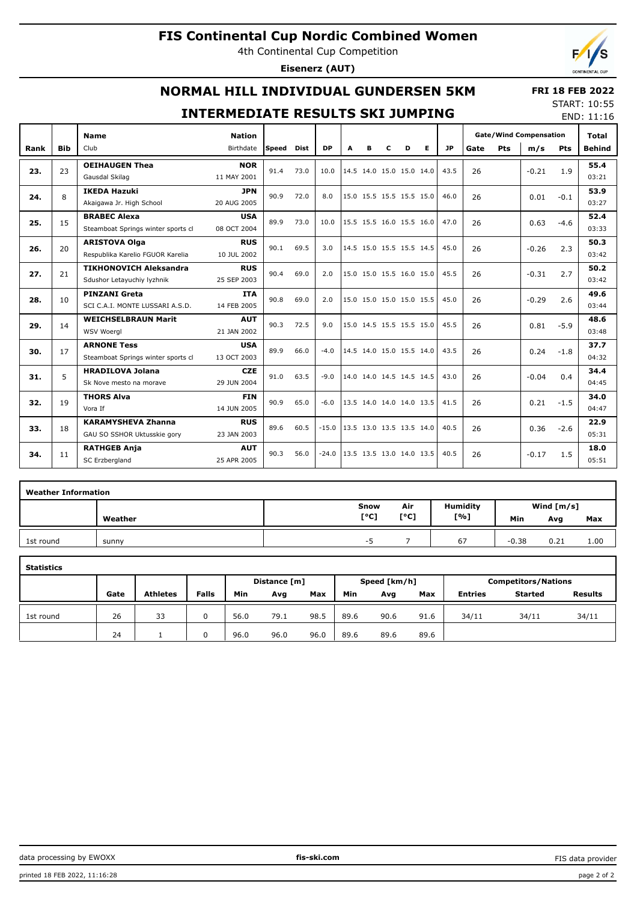# FIS Continental Cup Nordic Combined Women

4th Continental Cup Competition

**Eisenerz (AUT)**

## NORMAL HILL INDIVIDUAL GUNDERSEN 5KM

**FRI 18 FEB 2022**

START: 10:55

END: 11:16

## INTERMEDIATE RESULTS SKI JUMPING

| Rank | Bib | Name / Club | Nation / Birthdate | Speed | Dist | DP | A | B | C | D | E | JP | Gate | Gate Pts | Wind m/s | Wind Pts | Total / Behind |
|---|---|---|---|---|---|---|---|---|---|---|---|---|---|---|---|---|---|
| 23. | 23 | **OEIHAUGEN Thea** Gausdal Skilag | **NOR** 11 MAY 2001 | 91.4 | 73.0 | 10.0 | 14.5 | 14.0 | 15.0 | 15.0 | 14.0 | 43.5 | 26 | | -0.21 | 1.9 | **55.4** 03:21 |
| 24. | 8 | **IKEDA Hazuki** Akaigawa Jr. High School | **JPN** 20 AUG 2005 | 90.9 | 72.0 | 8.0 | 15.0 | 15.5 | 15.5 | 15.5 | 15.0 | 46.0 | 26 | | 0.01 | -0.1 | **53.9** 03:27 |
| 25. | 15 | **BRABEC Alexa** Steamboat Springs winter sports cl | **USA** 08 OCT 2004 | 89.9 | 73.0 | 10.0 | 15.5 | 15.5 | 16.0 | 15.5 | 16.0 | 47.0 | 26 | | 0.63 | -4.6 | **52.4** 03:33 |
| 26. | 20 | **ARISTOVA Olga** Respublika Karelio FGUOR Karelia | **RUS** 10 JUL 2002 | 90.1 | 69.5 | 3.0 | 14.5 | 15.0 | 15.5 | 15.5 | 14.5 | 45.0 | 26 | | -0.26 | 2.3 | **50.3** 03:42 |
| 27. | 21 | **TIKHONOVICH Aleksandra** Sdushor Letayuchiy lyzhnik | **RUS** 25 SEP 2003 | 90.4 | 69.0 | 2.0 | 15.0 | 15.0 | 15.5 | 16.0 | 15.0 | 45.5 | 26 | | -0.31 | 2.7 | **50.2** 03:42 |
| 28. | 10 | **PINZANI Greta** SCI C.A.I. MONTE LUSSARI A.S.D. | **ITA** 14 FEB 2005 | 90.8 | 69.0 | 2.0 | 15.0 | 15.0 | 15.0 | 15.0 | 15.5 | 45.0 | 26 | | -0.29 | 2.6 | **49.6** 03:44 |
| 29. | 14 | **WEICHSELBRAUN Marit** WSV Woergl | **AUT** 21 JAN 2002 | 90.3 | 72.5 | 9.0 | 15.0 | 14.5 | 15.5 | 15.5 | 15.0 | 45.5 | 26 | | 0.81 | -5.9 | **48.6** 03:48 |
| 30. | 17 | **ARNONE Tess** Steamboat Springs winter sports cl | **USA** 13 OCT 2003 | 89.9 | 66.0 | -4.0 | 14.5 | 14.0 | 15.0 | 15.5 | 14.0 | 43.5 | 26 | | 0.24 | -1.8 | **37.7** 04:32 |
| 31. | 5 | **HRADILOVA Jolana** Sk Nove mesto na morave | **CZE** 29 JUN 2004 | 91.0 | 63.5 | -9.0 | 14.0 | 14.0 | 14.5 | 14.5 | 14.5 | 43.0 | 26 | | -0.04 | 0.4 | **34.4** 04:45 |
| 32. | 19 | **THORS Alva** Vora If | **FIN** 14 JUN 2005 | 90.9 | 65.0 | -6.0 | 13.5 | 14.0 | 14.0 | 14.0 | 13.5 | 41.5 | 26 | | 0.21 | -1.5 | **34.0** 04:47 |
| 33. | 18 | **KARAMYSHEVA Zhanna** GAU SO SSHOR Uktusskie gory | **RUS** 23 JAN 2003 | 89.6 | 60.5 | -15.0 | 13.5 | 13.0 | 13.5 | 13.5 | 14.0 | 40.5 | 26 | | 0.36 | -2.6 | **22.9** 05:31 |
| 34. | 11 | **RATHGEB Anja** SC Erzbergland | **AUT** 25 APR 2005 | 90.3 | 56.0 | -24.0 | 13.5 | 13.5 | 13.0 | 14.0 | 13.5 | 40.5 | 26 | | -0.17 | 1.5 | **18.0** 05:51 |

### Weather Information

| | Weather | Snow [°C] | Air [°C] | Humidity [%] | Wind Min [m/s] | Wind Avg [m/s] | Wind Max [m/s] |
|---|---|---|---|---|---|---|---|
| 1st round | sunny | -5 | 7 | 67 | -0.38 | 0.21 | 1.00 |

### Statistics

| | Gate | Athletes | Falls | Distance Min [m] | Distance Avg [m] | Distance Max [m] | Speed Min [km/h] | Speed Avg [km/h] | Speed Max [km/h] | Entries | Started | Results |
|---|---|---|---|---|---|---|---|---|---|---|---|---|
| 1st round | 26 | 33 | 0 | 56.0 | 79.1 | 98.5 | 89.6 | 90.6 | 91.6 | 34/11 | 34/11 | 34/11 |
| | 24 | 1 | 0 | 96.0 | 96.0 | 96.0 | 89.6 | 89.6 | 89.6 | | | |

data processing by EWOXX | fis-ski.com | FIS data provider

printed 18 FEB 2022, 11:16:28